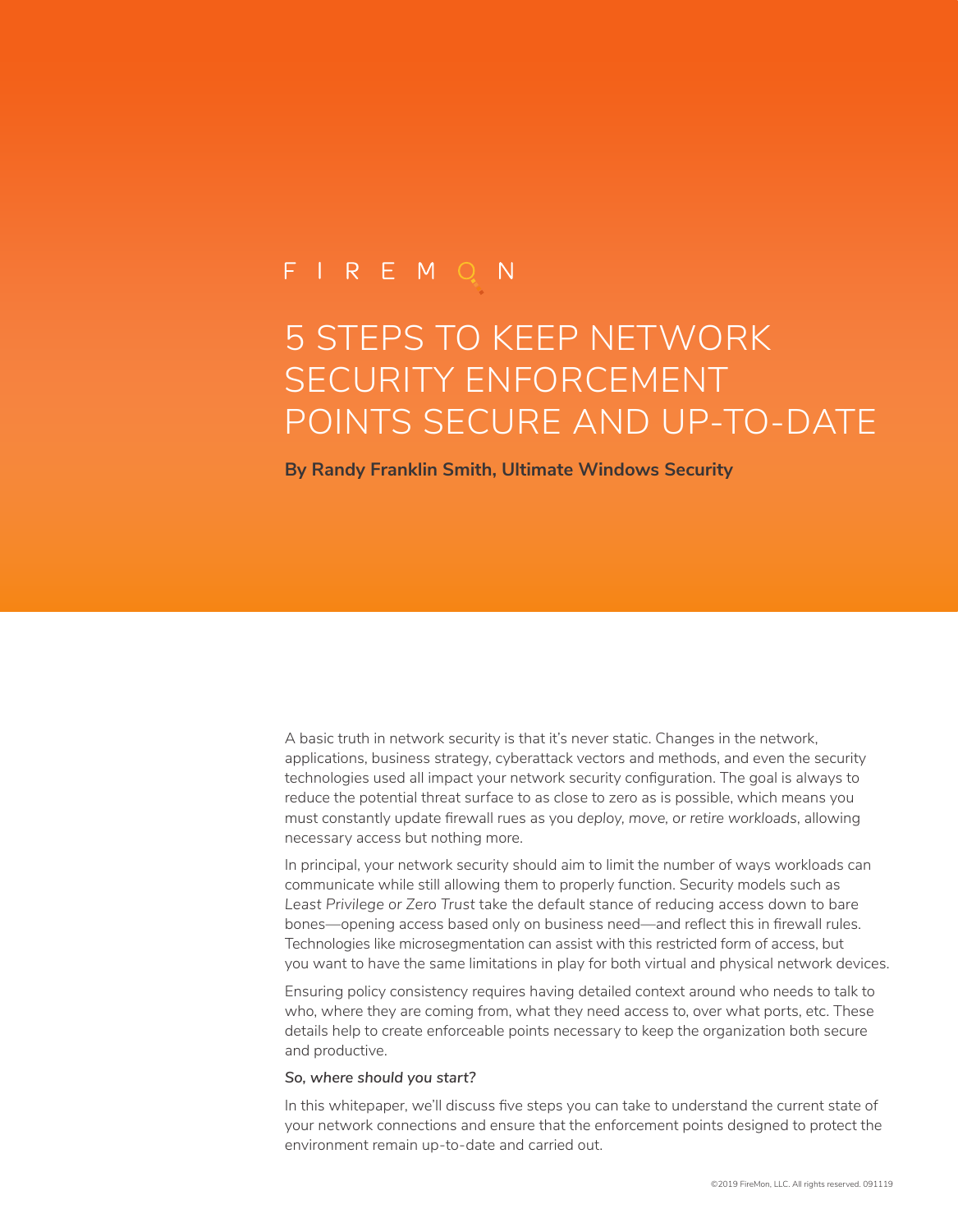FIREMON

# 5 STEPS TO KEEP NETWORK SECURITY ENFORCEMENT POINTS SECURE AND UP-TO-DATE

**By Randy Franklin Smith, Ultimate Windows Security**

A basic truth in network security is that it's never static. Changes in the network, applications, business strategy, cyberattack vectors and methods, and even the security technologies used all impact your network security configuration. The goal is always to reduce the potential threat surface to as close to zero as is possible, which means you must constantly update firewall rues as you *deploy, move, or retire workloads*, allowing necessary access but nothing more.

In principal, your network security should aim to limit the number of ways workloads can communicate while still allowing them to properly function. Security models such as *Least Privilege or Zero Trust* take the default stance of reducing access down to bare bones—opening access based only on business need—and reflect this in firewall rules. Technologies like microsegmentation can assist with this restricted form of access, but you want to have the same limitations in play for both virtual and physical network devices.

Ensuring policy consistency requires having detailed context around who needs to talk to who, where they are coming from, what they need access to, over what ports, etc. These details help to create enforceable points necessary to keep the organization both secure and productive.

***So, where should you start?***

In this whitepaper, we'll discuss five steps you can take to understand the current state of your network connections and ensure that the enforcement points designed to protect the environment remain up-to-date and carried out.

©2019 FireMon, LLC. All rights reserved. 091119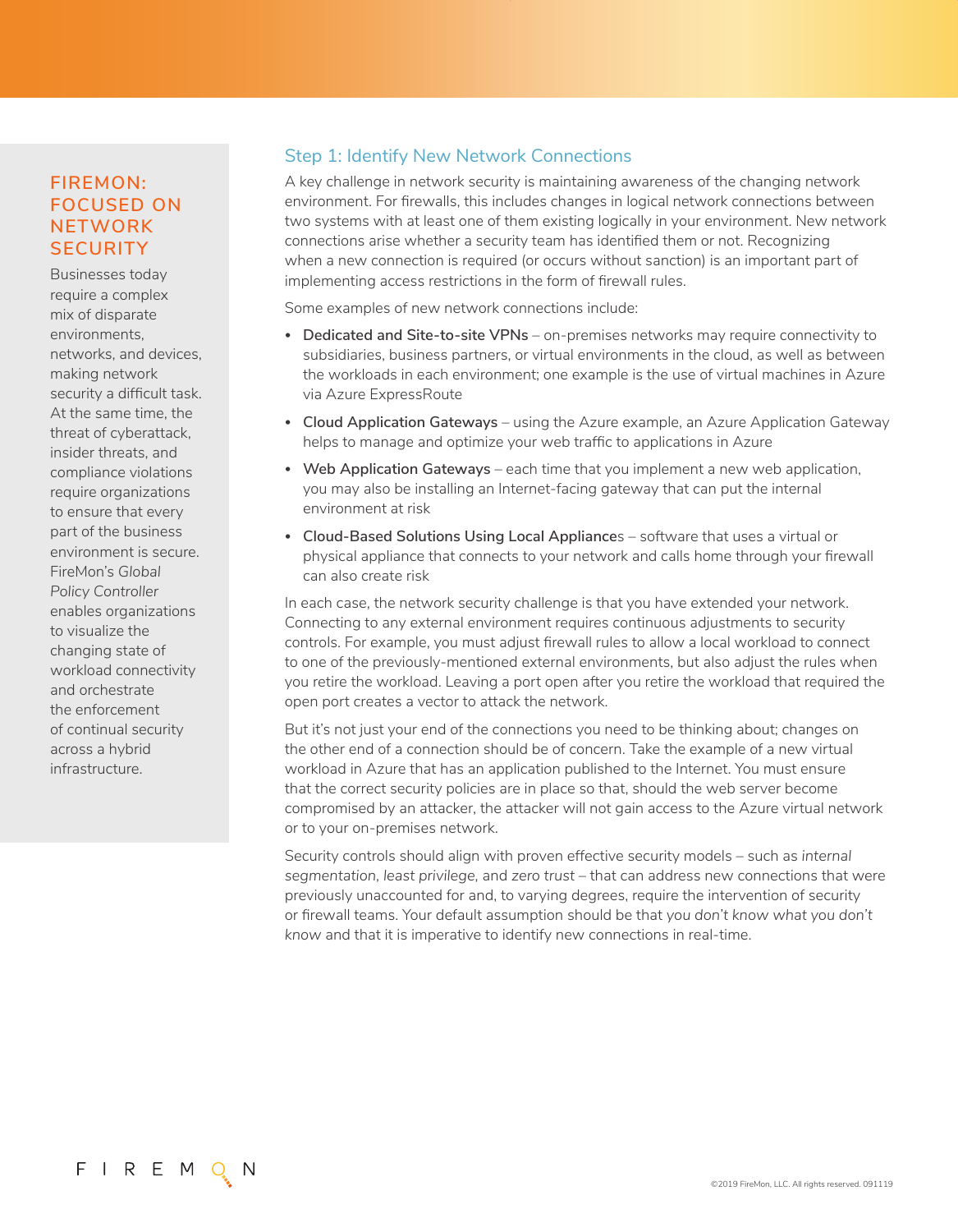## FIREMON: FOCUSED ON NETWORK SECURITY

Businesses today require a complex mix of disparate environments, networks, and devices, making network security a difficult task. At the same time, the threat of cyberattack, insider threats, and compliance violations require organizations to ensure that every part of the business environment is secure. FireMon's *Global Policy Controller* enables organizations to visualize the changing state of workload connectivity and orchestrate the enforcement of continual security across a hybrid infrastructure.

## Step 1: Identify New Network Connections

A key challenge in network security is maintaining awareness of the changing network environment. For firewalls, this includes changes in logical network connections between two systems with at least one of them existing logically in your environment. New network connections arise whether a security team has identified them or not. Recognizing when a new connection is required (or occurs without sanction) is an important part of implementing access restrictions in the form of firewall rules.

Some examples of new network connections include:

- **Dedicated and Site-to-site VPNs** – on-premises networks may require connectivity to subsidiaries, business partners, or virtual environments in the cloud, as well as between the workloads in each environment; one example is the use of virtual machines in Azure via Azure ExpressRoute
- **Cloud Application Gateways** – using the Azure example, an Azure Application Gateway helps to manage and optimize your web traffic to applications in Azure
- **Web Application Gateways** – each time that you implement a new web application, you may also be installing an Internet-facing gateway that can put the internal environment at risk
- **Cloud-Based Solutions Using Local Appliances** – software that uses a virtual or physical appliance that connects to your network and calls home through your firewall can also create risk

In each case, the network security challenge is that you have extended your network. Connecting to any external environment requires continuous adjustments to security controls. For example, you must adjust firewall rules to allow a local workload to connect to one of the previously-mentioned external environments, but also adjust the rules when you retire the workload. Leaving a port open after you retire the workload that required the open port creates a vector to attack the network.

But it's not just your end of the connections you need to be thinking about; changes on the other end of a connection should be of concern. Take the example of a new virtual workload in Azure that has an application published to the Internet. You must ensure that the correct security policies are in place so that, should the web server become compromised by an attacker, the attacker will not gain access to the Azure virtual network or to your on-premises network.

Security controls should align with proven effective security models – such as *internal segmentation*, *least privilege*, and *zero trust* – that can address new connections that were previously unaccounted for and, to varying degrees, require the intervention of security or firewall teams. Your default assumption should be that *you don't know what you don't know* and that it is imperative to identify new connections in real-time.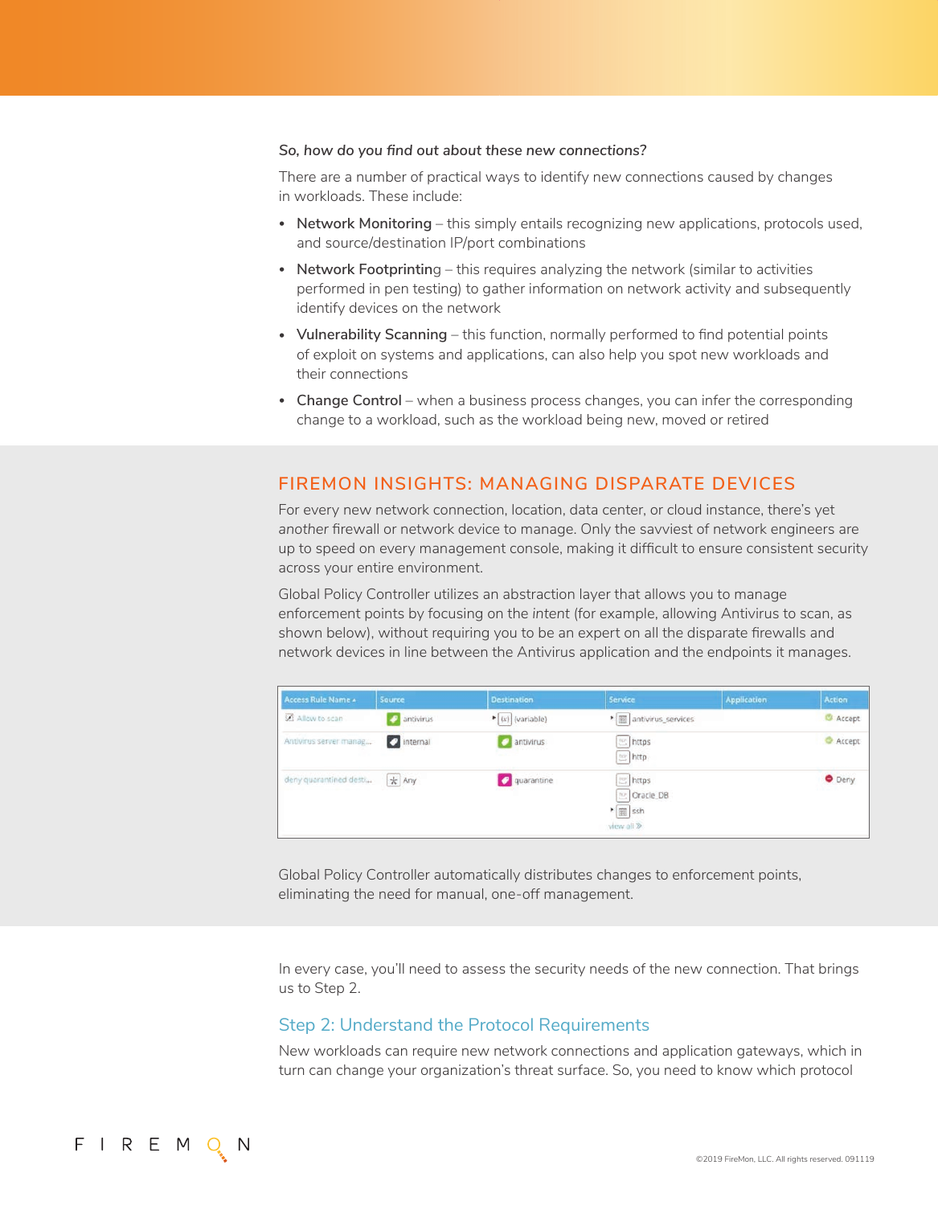*So, how do you find out about these new connections?*

There are a number of practical ways to identify new connections caused by changes in workloads. These include:

- Network Monitoring – this simply entails recognizing new applications, protocols used, and source/destination IP/port combinations
- Network Footprinting – this requires analyzing the network (similar to activities performed in pen testing) to gather information on network activity and subsequently identify devices on the network
- Vulnerability Scanning – this function, normally performed to find potential points of exploit on systems and applications, can also help you spot new workloads and their connections
- Change Control – when a business process changes, you can infer the corresponding change to a workload, such as the workload being new, moved or retired

## FIREMON INSIGHTS: MANAGING DISPARATE DEVICES

For every new network connection, location, data center, or cloud instance, there's yet *another* firewall or network device to manage. Only the savviest of network engineers are up to speed on every management console, making it difficult to ensure consistent security across your entire environment.

Global Policy Controller utilizes an abstraction layer that allows you to manage enforcement points by focusing on the *intent* (for example, allowing Antivirus to scan, as shown below), without requiring you to be an expert on all the disparate firewalls and network devices in line between the Antivirus application and the endpoints it manages.

| Access Rule Name | Source | Destination | Service | Application | Action |
|---|---|---|---|---|---|
| Allow to scan | antivirus | (variable) | antivirus_services | | Accept |
| Antivirus server manag... | internal | antivirus | https<br>http | | Accept |
| deny quarantined desti... | Any | quarantine | https<br>Oracle_DB<br>ssh<br>view all » | | Deny |

Global Policy Controller automatically distributes changes to enforcement points, eliminating the need for manual, one-off management.

In every case, you'll need to assess the security needs of the new connection. That brings us to Step 2.

## Step 2: Understand the Protocol Requirements

New workloads can require new network connections and application gateways, which in turn can change your organization's threat surface. So, you need to know which protocol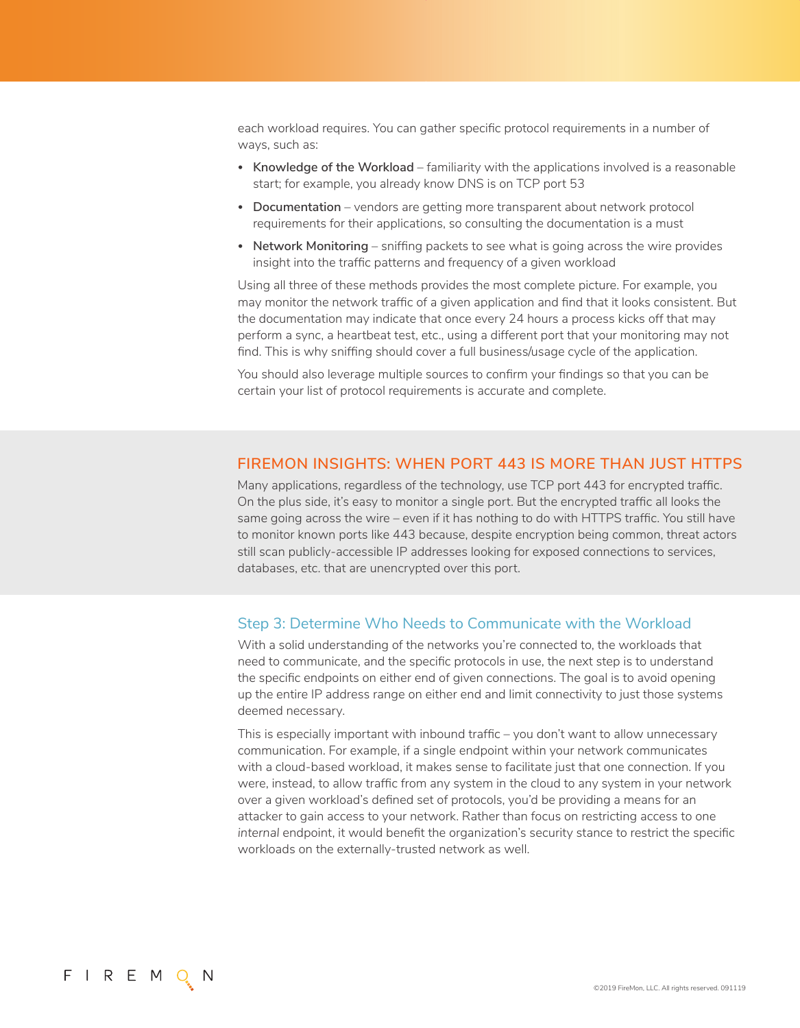each workload requires. You can gather specific protocol requirements in a number of ways, such as:

- **Knowledge of the Workload** – familiarity with the applications involved is a reasonable start; for example, you already know DNS is on TCP port 53
- **Documentation** – vendors are getting more transparent about network protocol requirements for their applications, so consulting the documentation is a must
- **Network Monitoring** – sniffing packets to see what is going across the wire provides insight into the traffic patterns and frequency of a given workload

Using all three of these methods provides the most complete picture. For example, you may monitor the network traffic of a given application and find that it looks consistent. But the documentation may indicate that once every 24 hours a process kicks off that may perform a sync, a heartbeat test, etc., using a different port that your monitoring may not find. This is why sniffing should cover a full business/usage cycle of the application.

You should also leverage multiple sources to confirm your findings so that you can be certain your list of protocol requirements is accurate and complete.

### FIREMON INSIGHTS: WHEN PORT 443 IS MORE THAN JUST HTTPS

Many applications, regardless of the technology, use TCP port 443 for encrypted traffic. On the plus side, it's easy to monitor a single port. But the encrypted traffic all looks the same going across the wire – even if it has nothing to do with HTTPS traffic. You still have to monitor known ports like 443 because, despite encryption being common, threat actors still scan publicly-accessible IP addresses looking for exposed connections to services, databases, etc. that are unencrypted over this port.

## Step 3: Determine Who Needs to Communicate with the Workload

With a solid understanding of the networks you're connected to, the workloads that need to communicate, and the specific protocols in use, the next step is to understand the specific endpoints on either end of given connections. The goal is to avoid opening up the entire IP address range on either end and limit connectivity to just those systems deemed necessary.

This is especially important with inbound traffic – you don't want to allow unnecessary communication. For example, if a single endpoint within your network communicates with a cloud-based workload, it makes sense to facilitate just that one connection. If you were, instead, to allow traffic from any system in the cloud to any system in your network over a given workload's defined set of protocols, you'd be providing a means for an attacker to gain access to your network. Rather than focus on restricting access to one *internal* endpoint, it would benefit the organization's security stance to restrict the specific workloads on the externally-trusted network as well.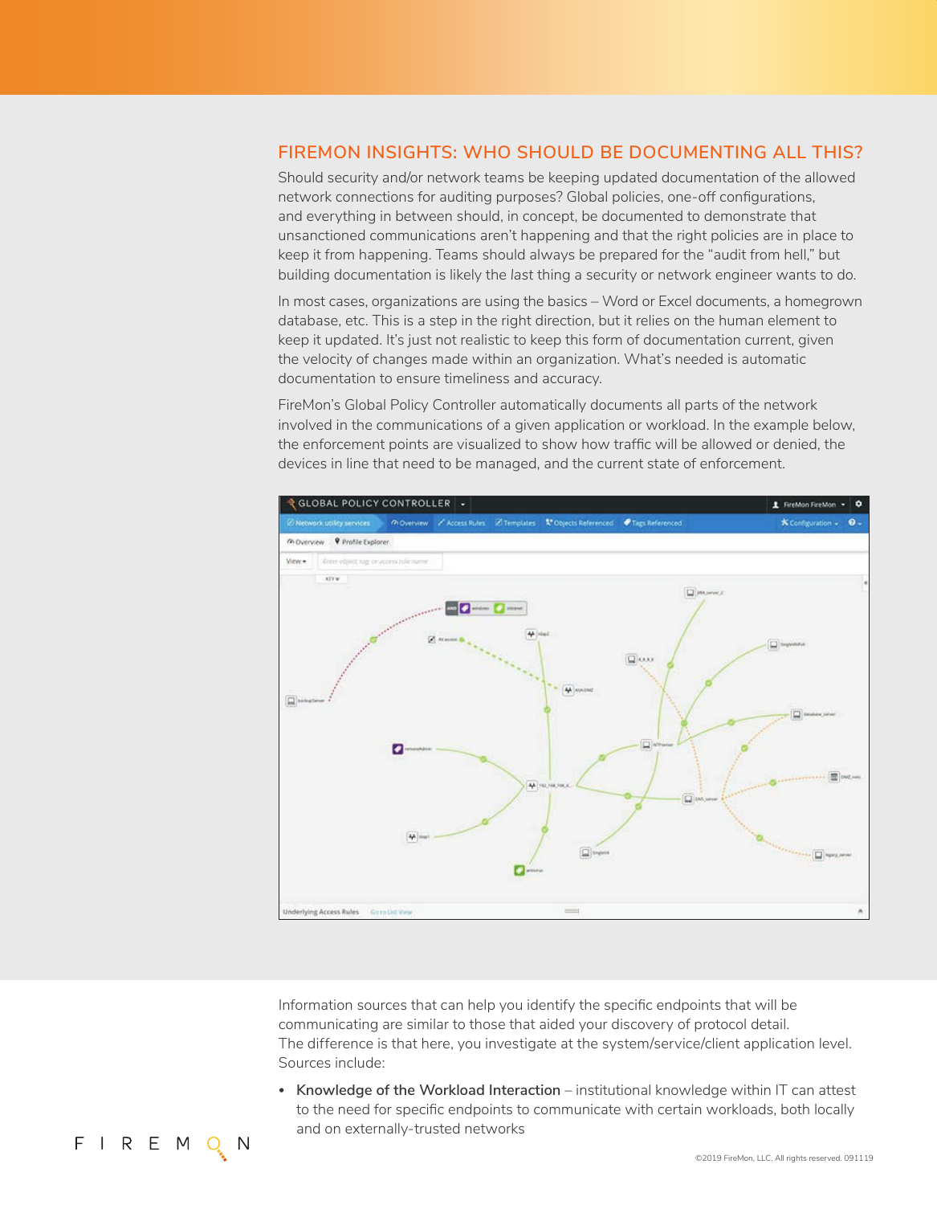## FIREMON INSIGHTS: WHO SHOULD BE DOCUMENTING ALL THIS?

Should security and/or network teams be keeping updated documentation of the allowed network connections for auditing purposes? Global policies, one-off configurations, and everything in between should, in concept, be documented to demonstrate that unsanctioned communications aren't happening and that the right policies are in place to keep it from happening. Teams should always be prepared for the "audit from hell," but building documentation is likely the *last* thing a security or network engineer wants to do.

In most cases, organizations are using the basics – Word or Excel documents, a homegrown database, etc. This is a step in the right direction, but it relies on the human element to keep it updated. It's just not realistic to keep this form of documentation current, given the velocity of changes made within an organization. What's needed is automatic documentation to ensure timeliness and accuracy.

FireMon's Global Policy Controller automatically documents all parts of the network involved in the communications of a given application or workload. In the example below, the enforcement points are visualized to show how traffic will be allowed or denied, the devices in line that need to be managed, and the current state of enforcement.

Information sources that can help you identify the specific endpoints that will be communicating are similar to those that aided your discovery of protocol detail. The difference is that here, you investigate at the system/service/client application level. Sources include:

- **Knowledge of the Workload Interaction** – institutional knowledge within IT can attest to the need for specific endpoints to communicate with certain workloads, both locally and on externally-trusted networks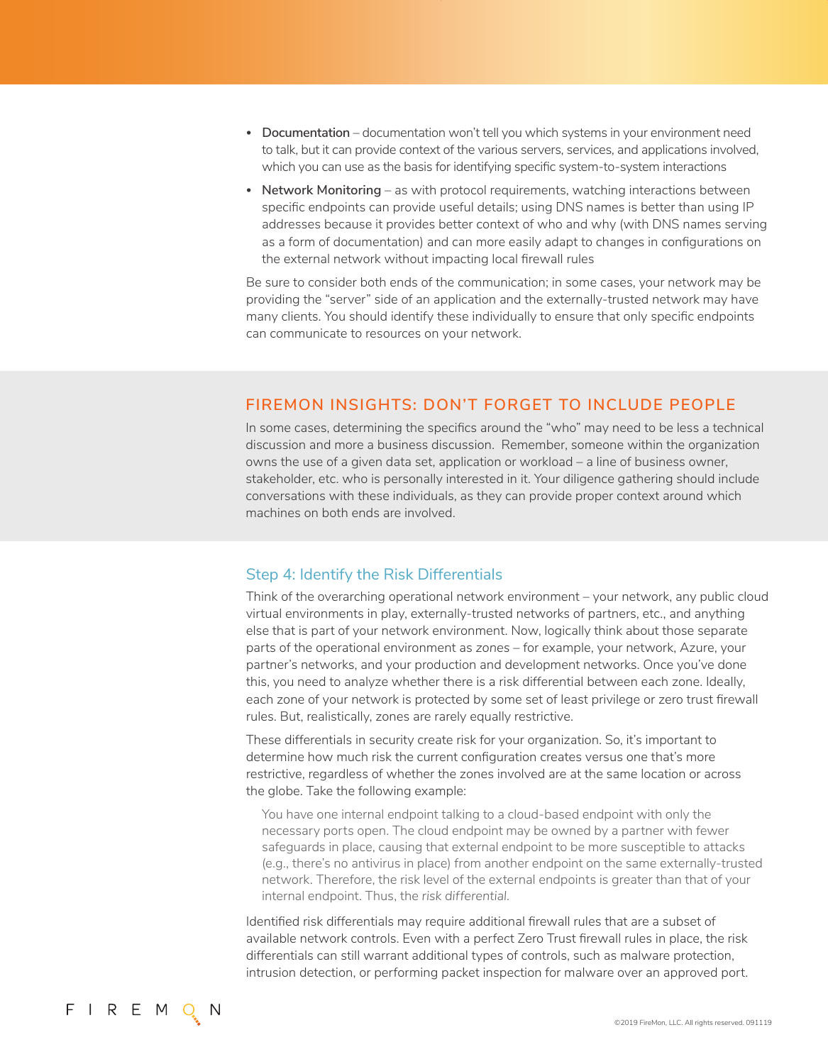- **Documentation** – documentation won't tell you which systems in your environment need to talk, but it can provide context of the various servers, services, and applications involved, which you can use as the basis for identifying specific system-to-system interactions
- **Network Monitoring** – as with protocol requirements, watching interactions between specific endpoints can provide useful details; using DNS names is better than using IP addresses because it provides better context of who and why (with DNS names serving as a form of documentation) and can more easily adapt to changes in configurations on the external network without impacting local firewall rules

Be sure to consider both ends of the communication; in some cases, your network may be providing the "server" side of an application and the externally-trusted network may have many clients. You should identify these individually to ensure that only specific endpoints can communicate to resources on your network.

### FIREMON INSIGHTS: DON'T FORGET TO INCLUDE PEOPLE

In some cases, determining the specifics around the "who" may need to be less a technical discussion and more a business discussion. Remember, someone within the organization owns the use of a given data set, application or workload – a line of business owner, stakeholder, etc. who is personally interested in it. Your diligence gathering should include conversations with these individuals, as they can provide proper context around which machines on both ends are involved.

## Step 4: Identify the Risk Differentials

Think of the overarching operational network environment – your network, any public cloud virtual environments in play, externally-trusted networks of partners, etc., and anything else that is part of your network environment. Now, logically think about those separate parts of the operational environment as *zones* – for example, your network, Azure, your partner's networks, and your production and development networks. Once you've done this, you need to analyze whether there is a risk differential between each zone. Ideally, each zone of your network is protected by some set of least privilege or zero trust firewall rules. But, realistically, zones are rarely equally restrictive.

These differentials in security create risk for your organization. So, it's important to determine how much risk the current configuration creates versus one that's more restrictive, regardless of whether the zones involved are at the same location or across the globe. Take the following example:

> You have one internal endpoint talking to a cloud-based endpoint with only the necessary ports open. The cloud endpoint may be owned by a partner with fewer safeguards in place, causing that external endpoint to be more susceptible to attacks (e.g., there's no antivirus in place) from another endpoint on the same externally-trusted network. Therefore, the risk level of the external endpoints is greater than that of your internal endpoint. Thus, the *risk differential.*

Identified risk differentials may require additional firewall rules that are a subset of available network controls. Even with a perfect Zero Trust firewall rules in place, the risk differentials can still warrant additional types of controls, such as malware protection, intrusion detection, or performing packet inspection for malware over an approved port.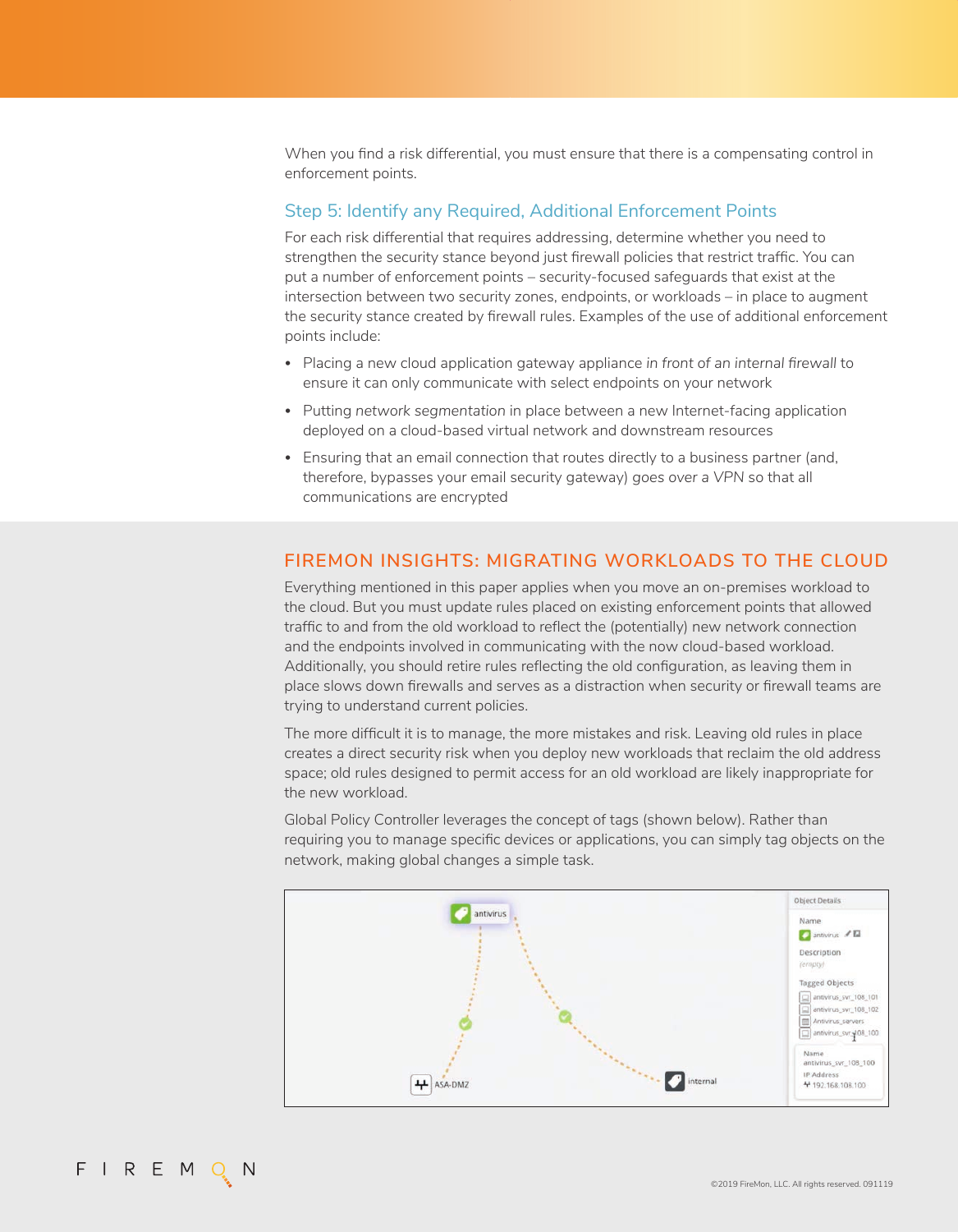When you find a risk differential, you must ensure that there is a compensating control in enforcement points.

## Step 5: Identify any Required, Additional Enforcement Points

For each risk differential that requires addressing, determine whether you need to strengthen the security stance beyond just firewall policies that restrict traffic. You can put a number of enforcement points – security-focused safeguards that exist at the intersection between two security zones, endpoints, or workloads – in place to augment the security stance created by firewall rules. Examples of the use of additional enforcement points include:

- Placing a new cloud application gateway appliance *in front of an internal firewall* to ensure it can only communicate with select endpoints on your network
- Putting *network segmentation* in place between a new Internet-facing application deployed on a cloud-based virtual network and downstream resources
- Ensuring that an email connection that routes directly to a business partner (and, therefore, bypasses your email security gateway) *goes over a VPN* so that all communications are encrypted

## FIREMON INSIGHTS: MIGRATING WORKLOADS TO THE CLOUD

Everything mentioned in this paper applies when you move an on-premises workload to the cloud. But you must update rules placed on existing enforcement points that allowed traffic to and from the old workload to reflect the (potentially) new network connection and the endpoints involved in communicating with the now cloud-based workload. Additionally, you should retire rules reflecting the old configuration, as leaving them in place slows down firewalls and serves as a distraction when security or firewall teams are trying to understand current policies.

The more difficult it is to manage, the more mistakes and risk. Leaving old rules in place creates a direct security risk when you deploy new workloads that reclaim the old address space; old rules designed to permit access for an old workload are likely inappropriate for the new workload.

Global Policy Controller leverages the concept of tags (shown below). Rather than requiring you to manage specific devices or applications, you can simply tag objects on the network, making global changes a simple task.

©2019 FireMon, LLC. All rights reserved. 091119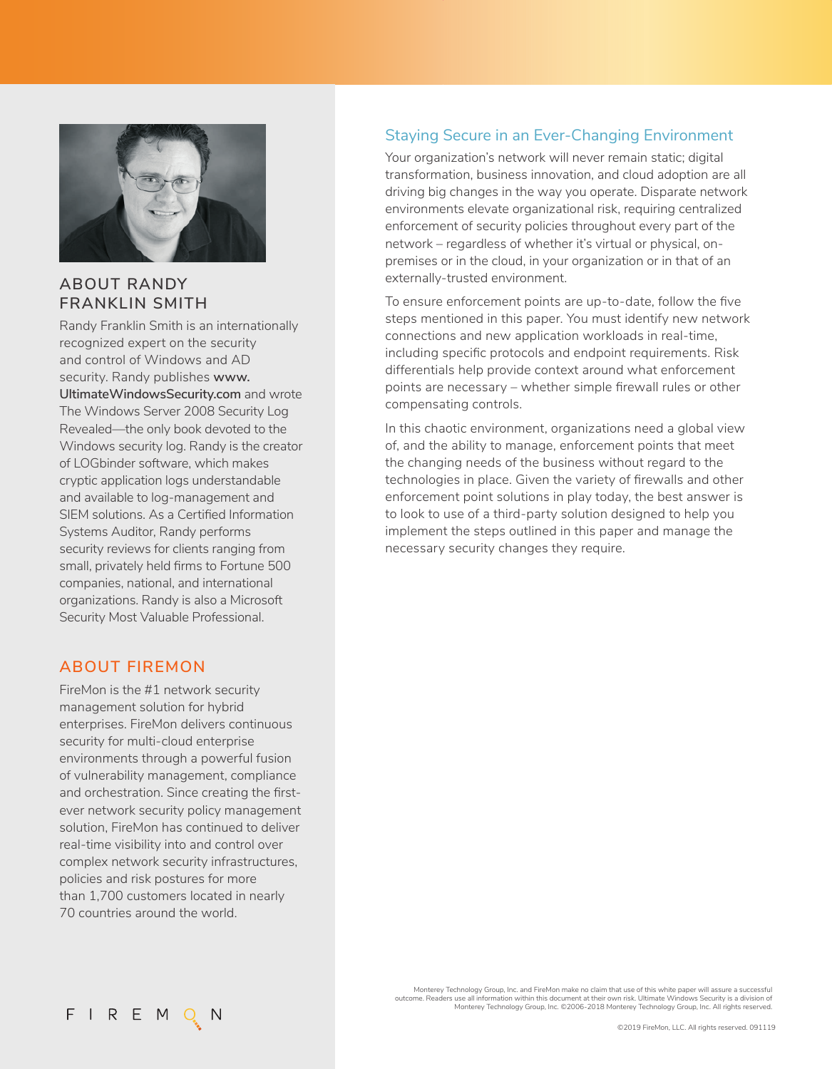## ABOUT RANDY FRANKLIN SMITH

Randy Franklin Smith is an internationally recognized expert on the security and control of Windows and AD security. Randy publishes **www.UltimateWindowsSecurity.com** and wrote The Windows Server 2008 Security Log Revealed—the only book devoted to the Windows security log. Randy is the creator of LOGbinder software, which makes cryptic application logs understandable and available to log-management and SIEM solutions. As a Certified Information Systems Auditor, Randy performs security reviews for clients ranging from small, privately held firms to Fortune 500 companies, national, and international organizations. Randy is also a Microsoft Security Most Valuable Professional.

## ABOUT FIREMON

FireMon is the #1 network security management solution for hybrid enterprises. FireMon delivers continuous security for multi-cloud enterprise environments through a powerful fusion of vulnerability management, compliance and orchestration. Since creating the first-ever network security policy management solution, FireMon has continued to deliver real-time visibility into and control over complex network security infrastructures, policies and risk postures for more than 1,700 customers located in nearly 70 countries around the world.

## Staying Secure in an Ever-Changing Environment

Your organization's network will never remain static; digital transformation, business innovation, and cloud adoption are all driving big changes in the way you operate. Disparate network environments elevate organizational risk, requiring centralized enforcement of security policies throughout every part of the network – regardless of whether it's virtual or physical, on-premises or in the cloud, in your organization or in that of an externally-trusted environment.

To ensure enforcement points are up-to-date, follow the five steps mentioned in this paper. You must identify new network connections and new application workloads in real-time, including specific protocols and endpoint requirements. Risk differentials help provide context around what enforcement points are necessary – whether simple firewall rules or other compensating controls.

In this chaotic environment, organizations need a global view of, and the ability to manage, enforcement points that meet the changing needs of the business without regard to the technologies in place. Given the variety of firewalls and other enforcement point solutions in play today, the best answer is to look to use of a third-party solution designed to help you implement the steps outlined in this paper and manage the necessary security changes they require.

FIREMON

Monterey Technology Group, Inc. and FireMon make no claim that use of this white paper will assure a successful outcome. Readers use all information within this document at their own risk. Ultimate Windows Security is a division of Monterey Technology Group, Inc. ©2006-2018 Monterey Technology Group, Inc. All rights reserved.

©2019 FireMon, LLC. All rights reserved. 091119